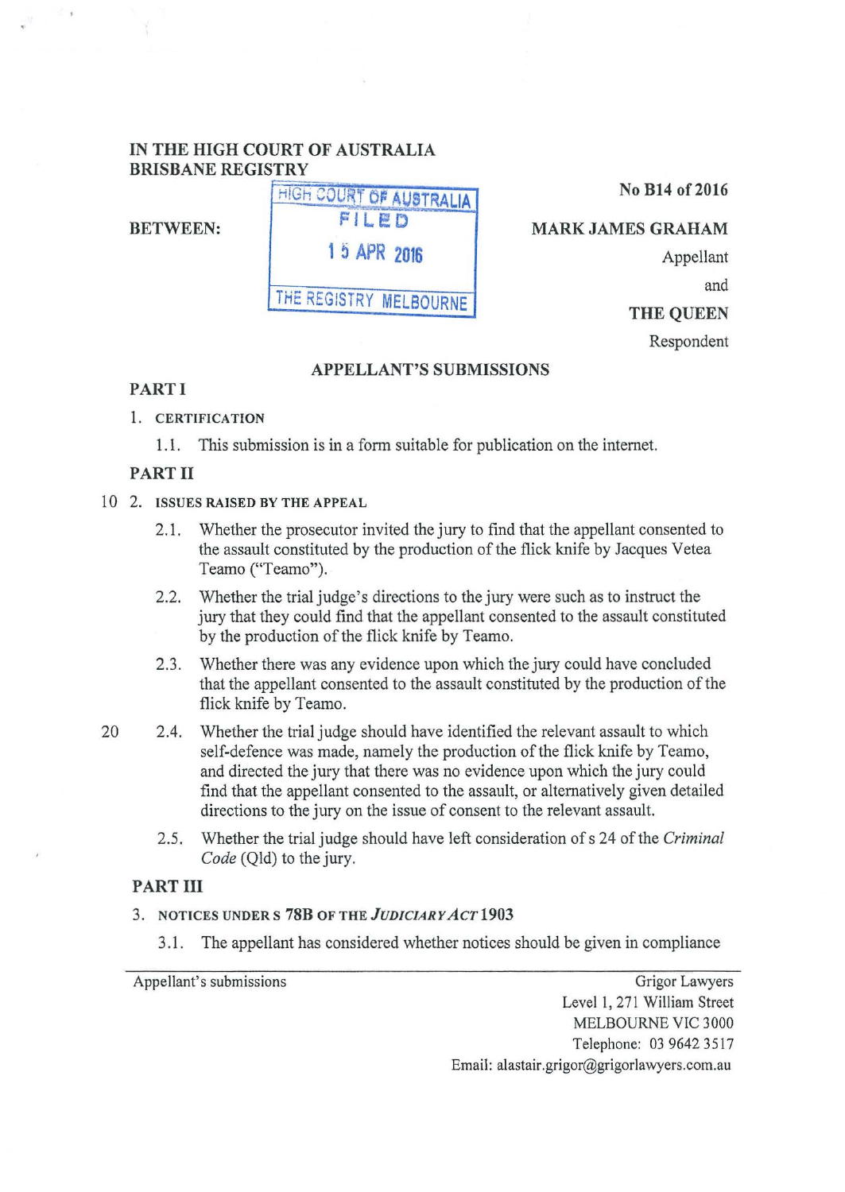IN THE HIGH COURT OF AUSTRALIA
BRISBANE REGISTRY

HIGH COURT OF AUSTRALIA
FILED
15 APR 2016
THE REGISTRY MELBOURNE

No B14 of 2016

BETWEEN:

MARK JAMES GRAHAM
Appellant

and

THE QUEEN
Respondent

## APPELLANT'S SUBMISSIONS

## PART I

1. CERTIFICATION

   1.1. This submission is in a form suitable for publication on the internet.

## PART II

2. ISSUES RAISED BY THE APPEAL

   2.1. Whether the prosecutor invited the jury to find that the appellant consented to the assault constituted by the production of the flick knife by Jacques Vetea Teamo ("Teamo").

   2.2. Whether the trial judge's directions to the jury were such as to instruct the jury that they could find that the appellant consented to the assault constituted by the production of the flick knife by Teamo.

   2.3. Whether there was any evidence upon which the jury could have concluded that the appellant consented to the assault constituted by the production of the flick knife by Teamo.

   2.4. Whether the trial judge should have identified the relevant assault to which self-defence was made, namely the production of the flick knife by Teamo, and directed the jury that there was no evidence upon which the jury could find that the appellant consented to the assault, or alternatively given detailed directions to the jury on the issue of consent to the relevant assault.

   2.5. Whether the trial judge should have left consideration of s 24 of the *Criminal Code* (Qld) to the jury.

## PART III

3. NOTICES UNDER S 78B OF THE *JUDICIARY ACT* 1903

   3.1. The appellant has considered whether notices should be given in compliance

Appellant's submissions

Grigor Lawyers
Level 1, 271 William Street
MELBOURNE VIC 3000
Telephone: 03 9642 3517
Email: alastair.grigor@grigorlawyers.com.au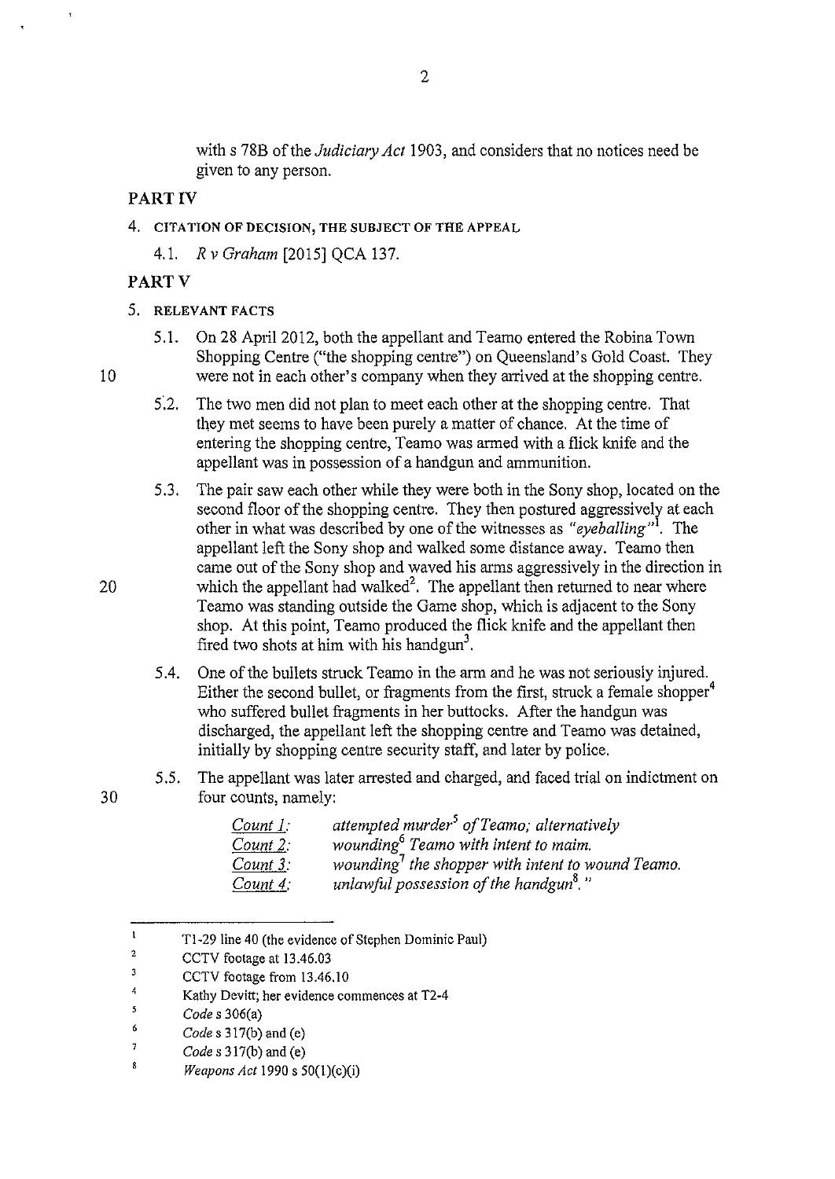with s 78B of the *Judiciary Act* 1903, and considers that no notices need be given to any person.

## PART IV

4. **CITATION OF DECISION, THE SUBJECT OF THE APPEAL**

   4.1. *R v Graham* [2015] QCA 137.

## PART V

5. **RELEVANT FACTS**

   5.1. On 28 April 2012, both the appellant and Teamo entered the Robina Town Shopping Centre ("the shopping centre") on Queensland's Gold Coast. They were not in each other's company when they arrived at the shopping centre.

   5.2. The two men did not plan to meet each other at the shopping centre. That they met seems to have been purely a matter of chance. At the time of entering the shopping centre, Teamo was armed with a flick knife and the appellant was in possession of a handgun and ammunition.

   5.3. The pair saw each other while they were both in the Sony shop, located on the second floor of the shopping centre. They then postured aggressively at each other in what was described by one of the witnesses as *"eyeballing"*[1]. The appellant left the Sony shop and walked some distance away. Teamo then came out of the Sony shop and waved his arms aggressively in the direction in which the appellant had walked[2]. The appellant then returned to near where Teamo was standing outside the Game shop, which is adjacent to the Sony shop. At this point, Teamo produced the flick knife and the appellant then fired two shots at him with his handgun[3].

   5.4. One of the bullets struck Teamo in the arm and he was not seriously injured. Either the second bullet, or fragments from the first, struck a female shopper[4] who suffered bullet fragments in her buttocks. After the handgun was discharged, the appellant left the shopping centre and Teamo was detained, initially by shopping centre security staff, and later by police.

   5.5. The appellant was later arrested and charged, and faced trial on indictment on four counts, namely:

   | | |
   |---|---|
   | *Count 1:* | *attempted murder*[5] *of Teamo; alternatively* |
   | *Count 2:* | *wounding*[6] *Teamo with intent to maim.* |
   | *Count 3:* | *wounding*[7] *the shopper with intent to wound Teamo.* |
   | *Count 4:* | *unlawful possession of the handgun*[8]*."* |

---

1 T1-29 line 40 (the evidence of Stephen Dominic Paul)
2 CCTV footage at 13.46.03
3 CCTV footage from 13.46.10
4 Kathy Devitt; her evidence commences at T2-4
5 *Code* s 306(a)
6 *Code* s 317(b) and (e)
7 *Code* s 317(b) and (e)
8 *Weapons Act* 1990 s 50(1)(c)(i)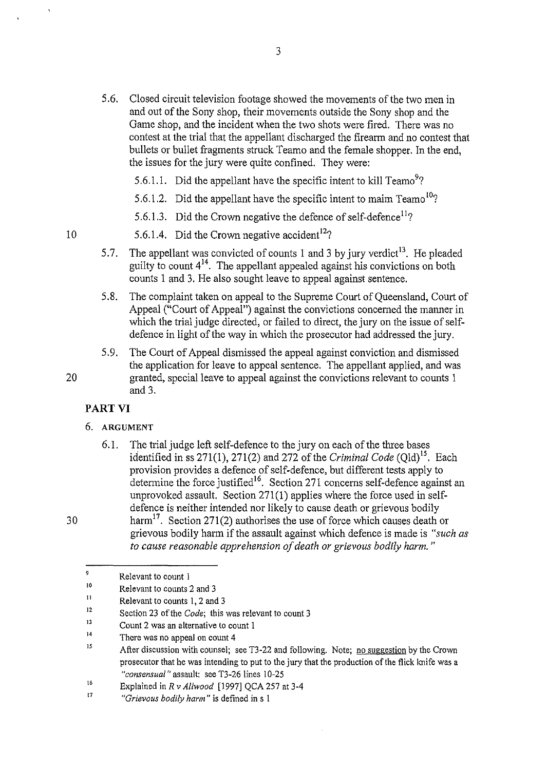5.6. Closed circuit television footage showed the movements of the two men in and out of the Sony shop, their movements outside the Sony shop and the Game shop, and the incident when the two shots were fired. There was no contest at the trial that the appellant discharged the firearm and no contest that bullets or bullet fragments struck Teamo and the female shopper. In the end, the issues for the jury were quite confined. They were:

5.6.1.1. Did the appellant have the specific intent to kill Teamo[9]?

5.6.1.2. Did the appellant have the specific intent to maim Teamo[10]?

5.6.1.3. Did the Crown negative the defence of self-defence[11]?

5.6.1.4. Did the Crown negative accident[12]?

5.7. The appellant was convicted of counts 1 and 3 by jury verdict[13]. He pleaded guilty to count 4[14]. The appellant appealed against his convictions on both counts 1 and 3. He also sought leave to appeal against sentence.

5.8. The complaint taken on appeal to the Supreme Court of Queensland, Court of Appeal ("Court of Appeal") against the convictions concerned the manner in which the trial judge directed, or failed to direct, the jury on the issue of self-defence in light of the way in which the prosecutor had addressed the jury.

5.9. The Court of Appeal dismissed the appeal against conviction and dismissed the application for leave to appeal sentence. The appellant applied, and was granted, special leave to appeal against the convictions relevant to counts 1 and 3.

## PART VI

### 6. ARGUMENT

6.1. The trial judge left self-defence to the jury on each of the three bases identified in ss 271(1), 271(2) and 272 of the *Criminal Code* (Qld)[15]. Each provision provides a defence of self-defence, but different tests apply to determine the force justified[16]. Section 271 concerns self-defence against an unprovoked assault. Section 271(1) applies where the force used in self-defence is neither intended nor likely to cause death or grievous bodily harm[17]. Section 271(2) authorises the use of force which causes death or grievous bodily harm if the assault against which defence is made is *"such as to cause reasonable apprehension of death or grievous bodily harm."*

---

[9] Relevant to count 1

[10] Relevant to counts 2 and 3

[11] Relevant to counts 1, 2 and 3

[12] Section 23 of the *Code*; this was relevant to count 3

[13] Count 2 was an alternative to count 1

[14] There was no appeal on count 4

[15] After discussion with counsel; see T3-22 and following. Note; no suggestion by the Crown prosecutor that he was intending to put to the jury that the production of the flick knife was a *"consensual"* assault: see T3-26 lines 10-25

[16] Explained in *R v Allwood* [1997] QCA 257 at 3-4

[17] *"Grievous bodily harm"* is defined in s 1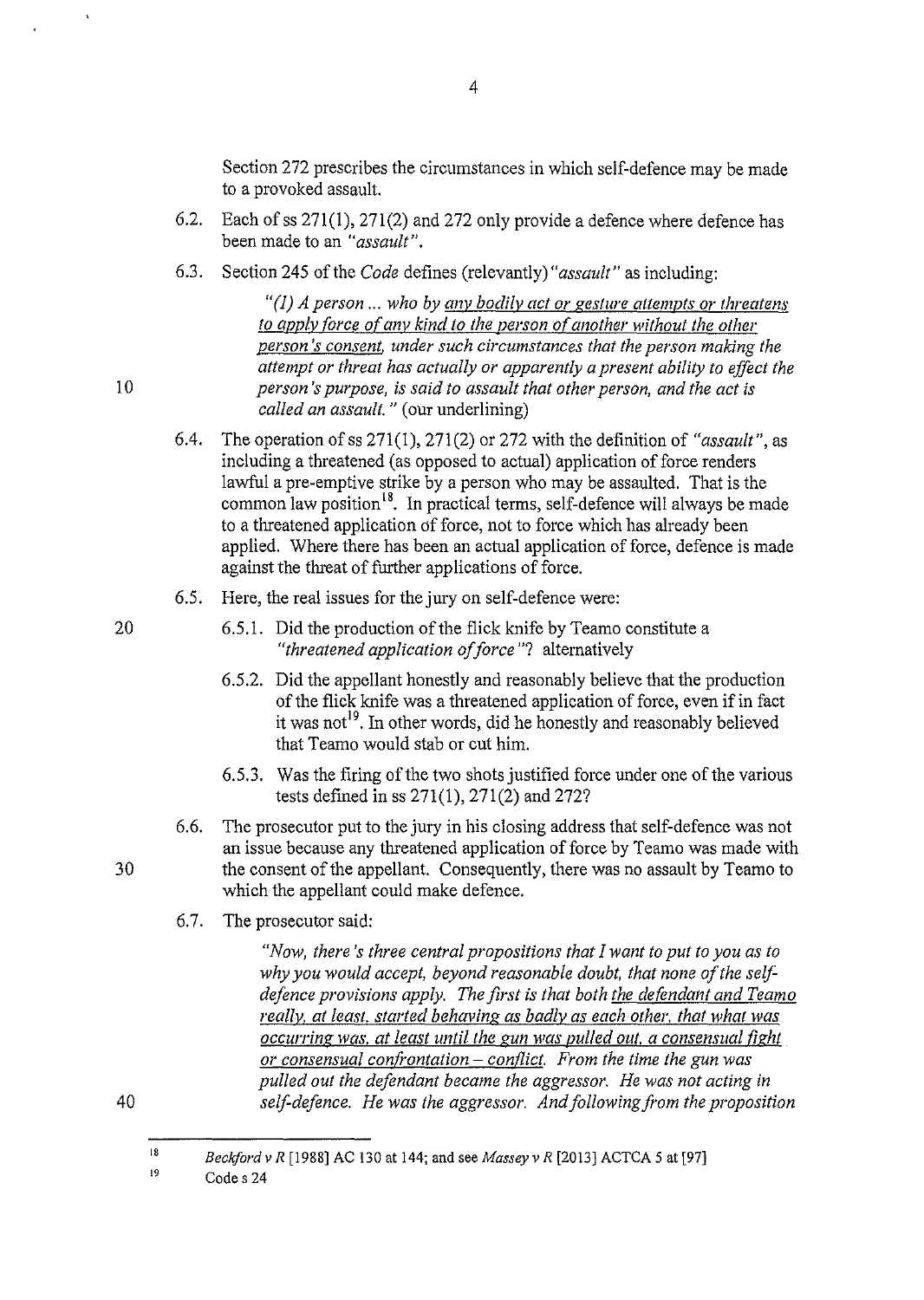Section 272 prescribes the circumstances in which self-defence may be made to a provoked assault.

6.2. Each of ss 271(1), 271(2) and 272 only provide a defence where defence has been made to an *"assault"*.

6.3. Section 245 of the *Code* defines (relevantly) *"assault"* as including:

> *"(1) A person ... who by <u>any bodily act or gesture attempts or threatens to apply force of any kind to the person of another without the other person's consent</u>, under such circumstances that the person making the attempt or threat has actually or apparently a present ability to effect the person's purpose, is said to assault that other person, and the act is called an assault."* (our underlining)

6.4. The operation of ss 271(1), 271(2) or 272 with the definition of *"assault"*, as including a threatened (as opposed to actual) application of force renders lawful a pre-emptive strike by a person who may be assaulted. That is the common law position[18]. In practical terms, self-defence will always be made to a threatened application of force, not to force which has already been applied. Where there has been an actual application of force, defence is made against the threat of further applications of force.

6.5. Here, the real issues for the jury on self-defence were:

6.5.1. Did the production of the flick knife by Teamo constitute a *"threatened application of force"*? alternatively

6.5.2. Did the appellant honestly and reasonably believe that the production of the flick knife was a threatened application of force, even if in fact it was not[19]. In other words, did he honestly and reasonably believed that Teamo would stab or cut him.

6.5.3. Was the firing of the two shots justified force under one of the various tests defined in ss 271(1), 271(2) and 272?

6.6. The prosecutor put to the jury in his closing address that self-defence was not an issue because any threatened application of force by Teamo was made with the consent of the appellant. Consequently, there was no assault by Teamo to which the appellant could make defence.

6.7. The prosecutor said:

> *"Now, there's three central propositions that I want to put to you as to why you would accept, beyond reasonable doubt, that none of the self-defence provisions apply. The first is that both <u>the defendant and Teamo really, at least, started behaving as badly as each other, that what was occurring was, at least until the gun was pulled out, a consensual fight or consensual confrontation – conflict</u>. From the time the gun was pulled out the defendant became the aggressor. He was not acting in self-defence. He was the aggressor. And following from the proposition*

---

[18] *Beckford v R* [1988] AC 130 at 144; and see *Massey v R* [2013] ACTCA 5 at [97]

[19] Code s 24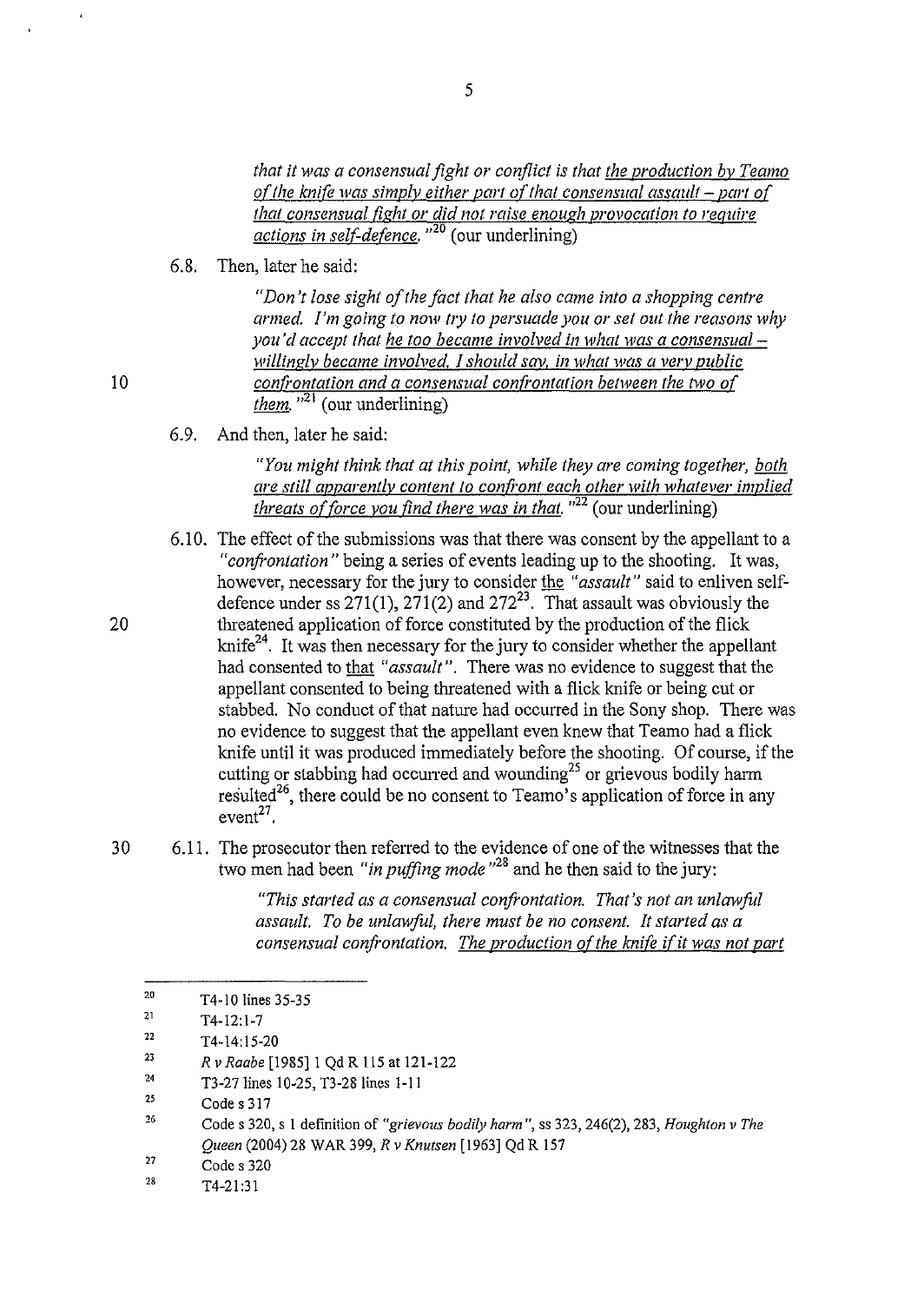> *that it was a consensual fight or conflict is that the production by Teamo of the knife was simply either part of that consensual assault – part of that consensual fight or did not raise enough provocation to require actions in self-defence."*[20] (our underlining)

6.8. Then, later he said:

> *"Don't lose sight of the fact that he also came into a shopping centre armed. I'm going to now try to persuade you or set out the reasons why you'd accept that he too became involved in what was a consensual – willingly became involved, I should say, in what was a very public confrontation and a consensual confrontation between the two of them."*[21] (our underlining)

6.9. And then, later he said:

> *"You might think that at this point, while they are coming together, both are still apparently content to confront each other with whatever implied threats of force you find there was in that."*[22] (our underlining)

6.10. The effect of the submissions was that there was consent by the appellant to a *"confrontation"* being a series of events leading up to the shooting. It was, however, necessary for the jury to consider the *"assault"* said to enliven self-defence under ss 271(1), 271(2) and 272[23]. That assault was obviously the threatened application of force constituted by the production of the flick knife[24]. It was then necessary for the jury to consider whether the appellant had consented to that *"assault"*. There was no evidence to suggest that the appellant consented to being threatened with a flick knife or being cut or stabbed. No conduct of that nature had occurred in the Sony shop. There was no evidence to suggest that the appellant even knew that Teamo had a flick knife until it was produced immediately before the shooting. Of course, if the cutting or stabbing had occurred and wounding[25] or grievous bodily harm resulted[26], there could be no consent to Teamo's application of force in any event[27].

6.11. The prosecutor then referred to the evidence of one of the witnesses that the two men had been *"in puffing mode"*[28] and he then said to the jury:

> *"This started as a consensual confrontation. That's not an unlawful assault. To be unlawful, there must be no consent. It started as a consensual confrontation. The production of the knife if it was not part*

---

[20] T4-10 lines 35-35

[21] T4-12:1-7

[22] T4-14:15-20

[23] *R v Raabe* [1985] 1 Qd R 115 at 121-122

[24] T3-27 lines 10-25, T3-28 lines 1-11

[25] Code s 317

[26] Code s 320, s 1 definition of *"grievous bodily harm"*, ss 323, 246(2), 283, *Houghton v The Queen* (2004) 28 WAR 399, *R v Knutsen* [1963] Qd R 157

[27] Code s 320

[28] T4-21:31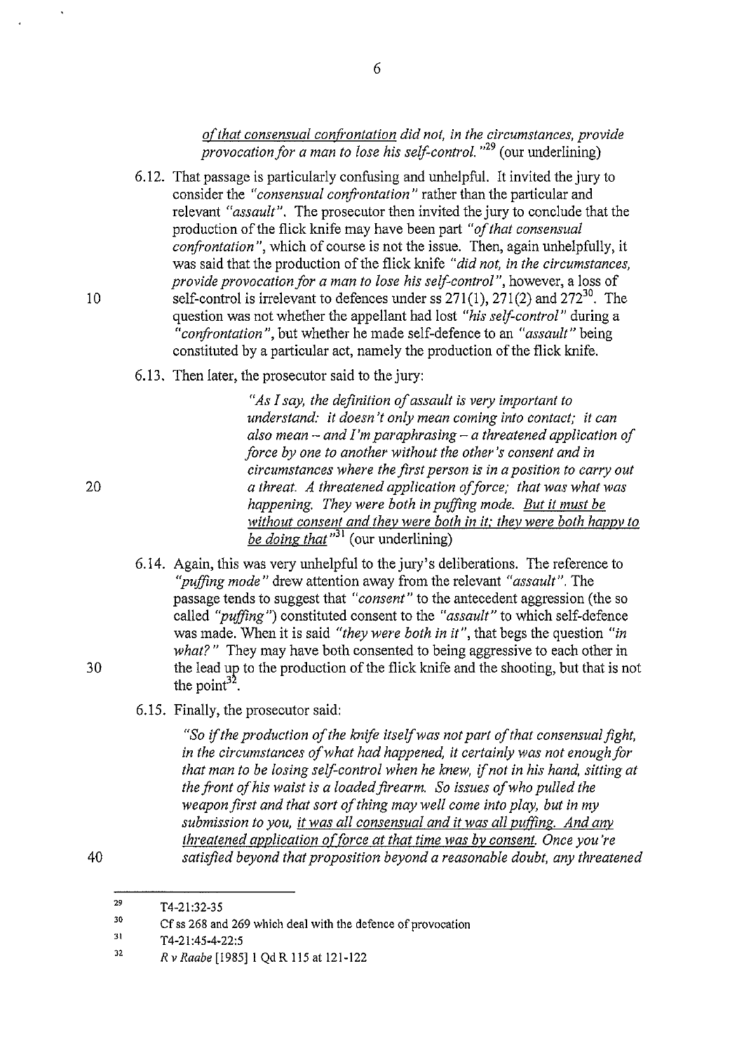*of that consensual confrontation did not, in the circumstances, provide provocation for a man to lose his self-control."*[29] (our underlining)

6.12. That passage is particularly confusing and unhelpful. It invited the jury to consider the *"consensual confrontation"* rather than the particular and relevant *"assault"*. The prosecutor then invited the jury to conclude that the production of the flick knife may have been part *"of that consensual confrontation"*, which of course is not the issue. Then, again unhelpfully, it was said that the production of the flick knife *"did not, in the circumstances, provide provocation for a man to lose his self-control"*, however, a loss of self-control is irrelevant to defences under ss 271(1), 271(2) and 272[30]. The question was not whether the appellant had lost *"his self-control"* during a *"confrontation"*, but whether he made self-defence to an *"assault"* being constituted by a particular act, namely the production of the flick knife.

6.13. Then later, the prosecutor said to the jury:

> *"As I say, the definition of assault is very important to understand: it doesn't only mean coming into contact; it can also mean – and I'm paraphrasing – a threatened application of force by one to another without the other's consent and in circumstances where the first person is in a position to carry out a threat. A threatened application of force; that was what was happening. They were both in puffing mode. But it must be without consent and they were both in it; they were both happy to be doing that"*[31] (our underlining)

6.14. Again, this was very unhelpful to the jury's deliberations. The reference to *"puffing mode"* drew attention away from the relevant *"assault"*. The passage tends to suggest that *"consent"* to the antecedent aggression (the so called *"puffing"*) constituted consent to the *"assault"* to which self-defence was made. When it is said *"they were both in it"*, that begs the question *"in what?"* They may have both consented to being aggressive to each other in the lead up to the production of the flick knife and the shooting, but that is not the point[32].

6.15. Finally, the prosecutor said:

> *"So if the production of the knife itself was not part of that consensual fight, in the circumstances of what had happened, it certainly was not enough for that man to be losing self-control when he knew, if not in his hand, sitting at the front of his waist is a loaded firearm. So issues of who pulled the weapon first and that sort of thing may well come into play, but in my submission to you, it was all consensual and it was all puffing. And any threatened application of force at that time was by consent. Once you're satisfied beyond that proposition beyond a reasonable doubt, any threatened*

---

[29] T4-21:32-35

[30] Cf ss 268 and 269 which deal with the defence of provocation

[31] T4-21:45-4-22:5

[32] *R v Raabe* [1985] 1 Qd R 115 at 121-122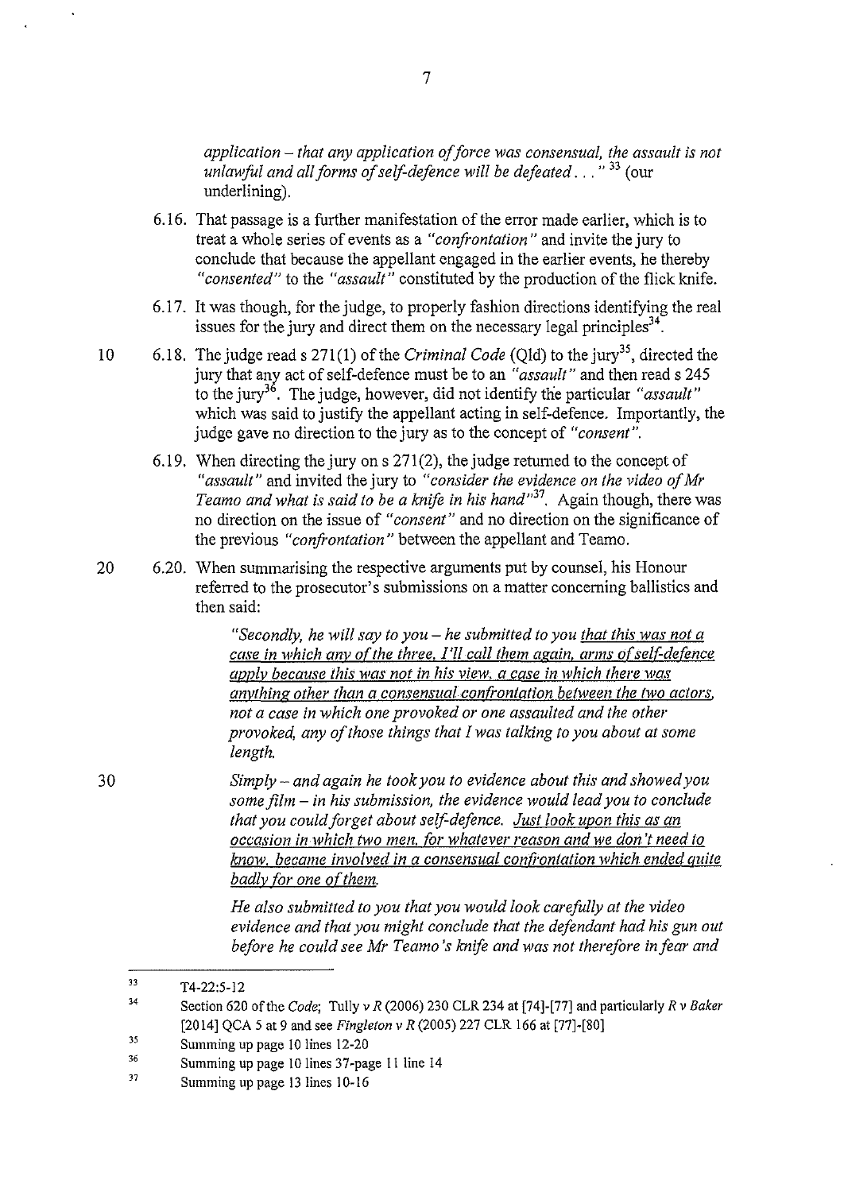*application – that any application of force was consensual, the assault is not unlawful and all forms of self-defence will be defeated . . .* "[33] (our underlining).

6.16. That passage is a further manifestation of the error made earlier, which is to treat a whole series of events as a *"confrontation"* and invite the jury to conclude that because the appellant engaged in the earlier events, he thereby *"consented"* to the *"assault"* constituted by the production of the flick knife.

6.17. It was though, for the judge, to properly fashion directions identifying the real issues for the jury and direct them on the necessary legal principles[34].

6.18. The judge read s 271(1) of the *Criminal Code* (Qld) to the jury[35], directed the jury that any act of self-defence must be to an *"assault"* and then read s 245 to the jury[36]. The judge, however, did not identify the particular *"assault"* which was said to justify the appellant acting in self-defence. Importantly, the judge gave no direction to the jury as to the concept of *"consent"*.

6.19. When directing the jury on s 271(2), the judge returned to the concept of *"assault"* and invited the jury to *"consider the evidence on the video of Mr Teamo and what is said to be a knife in his hand"*[37]. Again though, there was no direction on the issue of *"consent"* and no direction on the significance of the previous *"confrontation"* between the appellant and Teamo.

6.20. When summarising the respective arguments put by counsel, his Honour referred to the prosecutor's submissions on a matter concerning ballistics and then said:

> *"Secondly, he will say to you – he submitted to you that this was not a case in which any of the three, I'll call them again, arms of self-defence apply because this was not in his view, a case in which there was anything other than a consensual confrontation between the two actors, not a case in which one provoked or one assaulted and the other provoked, any of those things that I was talking to you about at some length.*
>
> *Simply – and again he took you to evidence about this and showed you some film – in his submission, the evidence would lead you to conclude that you could forget about self-defence. Just look upon this as an occasion in which two men, for whatever reason and we don't need to know, became involved in a consensual confrontation which ended quite badly for one of them.*
>
> *He also submitted to you that you would look carefully at the video evidence and that you might conclude that the defendant had his gun out before he could see Mr Teamo's knife and was not therefore in fear and*

---

[33] T4-22:5-12

[34] Section 620 of the *Code*; Tully *v R* (2006) 230 CLR 234 at [74]-[77] and particularly *R v Baker* [2014] QCA 5 at 9 and see *Fingleton v R* (2005) 227 CLR 166 at [77]-[80]

[35] Summing up page 10 lines 12-20

[36] Summing up page 10 lines 37-page 11 line 14

[37] Summing up page 13 lines 10-16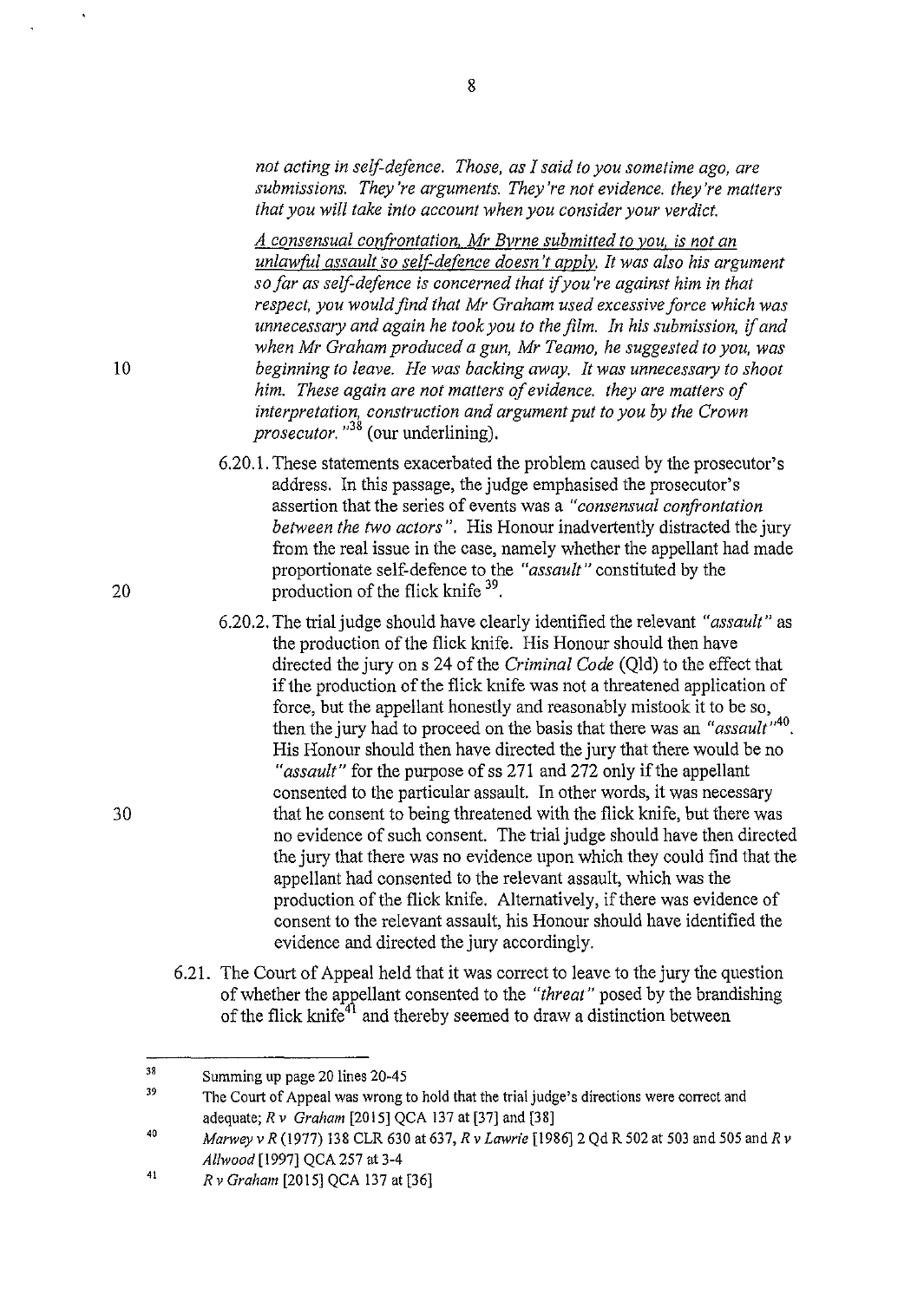*not acting in self-defence. Those, as I said to you sometime ago, are submissions. They're arguments. They're not evidence. they're matters that you will take into account when you consider your verdict.*

*A consensual confrontation, Mr Byrne submitted to you, is not an unlawful assault so self-defence doesn't apply. It was also his argument so far as self-defence is concerned that if you're against him in that respect, you would find that Mr Graham used excessive force which was unnecessary and again he took you to the film. In his submission, if and when Mr Graham produced a gun, Mr Teamo, he suggested to you, was beginning to leave. He was backing away. It was unnecessary to shoot him. These again are not matters of evidence. they are matters of interpretation, construction and argument put to you by the Crown prosecutor."*[38] (our underlining).

6.20.1. These statements exacerbated the problem caused by the prosecutor's address. In this passage, the judge emphasised the prosecutor's assertion that the series of events was a *"consensual confrontation between the two actors"*. His Honour inadvertently distracted the jury from the real issue in the case, namely whether the appellant had made proportionate self-defence to the *"assault"* constituted by the production of the flick knife [39].

6.20.2. The trial judge should have clearly identified the relevant *"assault"* as the production of the flick knife. His Honour should then have directed the jury on s 24 of the *Criminal Code* (Qld) to the effect that if the production of the flick knife was not a threatened application of force, but the appellant honestly and reasonably mistook it to be so, then the jury had to proceed on the basis that there was an *"assault"*[40]. His Honour should then have directed the jury that there would be no *"assault"* for the purpose of ss 271 and 272 only if the appellant consented to the particular assault. In other words, it was necessary that he consent to being threatened with the flick knife, but there was no evidence of such consent. The trial judge should have then directed the jury that there was no evidence upon which they could find that the appellant had consented to the relevant assault, which was the production of the flick knife. Alternatively, if there was evidence of consent to the relevant assault, his Honour should have identified the evidence and directed the jury accordingly.

6.21. The Court of Appeal held that it was correct to leave to the jury the question of whether the appellant consented to the *"threat"* posed by the brandishing of the flick knife[41] and thereby seemed to draw a distinction between

---

[38] Summing up page 20 lines 20-45

[39] The Court of Appeal was wrong to hold that the trial judge's directions were correct and adequate; *R v Graham* [2015] QCA 137 at [37] and [38]

[40] *Marwey v R* (1977) 138 CLR 630 at 637, *R v Lawrie* [1986] 2 Qd R 502 at 503 and 505 and *R v Allwood* [1997] QCA 257 at 3-4

[41] *R v Graham* [2015] QCA 137 at [36]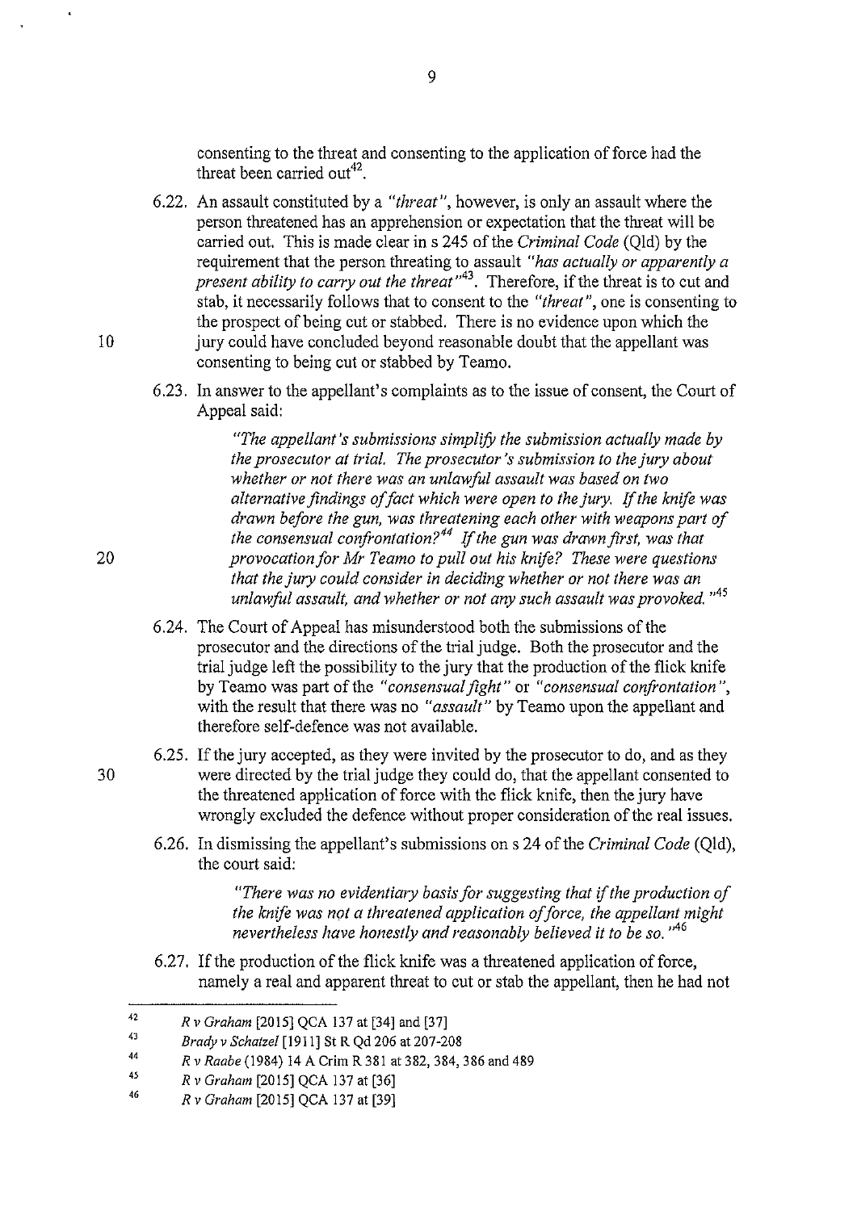consenting to the threat and consenting to the application of force had the threat been carried out[42].

6.22. An assault constituted by a *"threat"*, however, is only an assault where the person threatened has an apprehension or expectation that the threat will be carried out. This is made clear in s 245 of the *Criminal Code* (Qld) by the requirement that the person threating to assault *"has actually or apparently a present ability to carry out the threat"*[43]. Therefore, if the threat is to cut and stab, it necessarily follows that to consent to the *"threat"*, one is consenting to the prospect of being cut or stabbed. There is no evidence upon which the jury could have concluded beyond reasonable doubt that the appellant was consenting to being cut or stabbed by Teamo.

6.23. In answer to the appellant's complaints as to the issue of consent, the Court of Appeal said:

> *"The appellant's submissions simplify the submission actually made by the prosecutor at trial. The prosecutor's submission to the jury about whether or not there was an unlawful assault was based on two alternative findings of fact which were open to the jury. If the knife was drawn before the gun, was threatening each other with weapons part of the consensual confrontation?*[44] *If the gun was drawn first, was that provocation for Mr Teamo to pull out his knife? These were questions that the jury could consider in deciding whether or not there was an unlawful assault, and whether or not any such assault was provoked."*[45]

6.24. The Court of Appeal has misunderstood both the submissions of the prosecutor and the directions of the trial judge. Both the prosecutor and the trial judge left the possibility to the jury that the production of the flick knife by Teamo was part of the *"consensual fight"* or *"consensual confrontation"*, with the result that there was no *"assault"* by Teamo upon the appellant and therefore self-defence was not available.

6.25. If the jury accepted, as they were invited by the prosecutor to do, and as they were directed by the trial judge they could do, that the appellant consented to the threatened application of force with the flick knife, then the jury have wrongly excluded the defence without proper consideration of the real issues.

6.26. In dismissing the appellant's submissions on s 24 of the *Criminal Code* (Qld), the court said:

> *"There was no evidentiary basis for suggesting that if the production of the knife was not a threatened application of force, the appellant might nevertheless have honestly and reasonably believed it to be so."*[46]

6.27. If the production of the flick knife was a threatened application of force, namely a real and apparent threat to cut or stab the appellant, then he had not

---

[42] *R v Graham* [2015] QCA 137 at [34] and [37]

[43] *Brady v Schatzel* [1911] St R Qd 206 at 207-208

[44] *R v Raabe* (1984) 14 A Crim R 381 at 382, 384, 386 and 489

[45] *R v Graham* [2015] QCA 137 at [36]

[46] *R v Graham* [2015] QCA 137 at [39]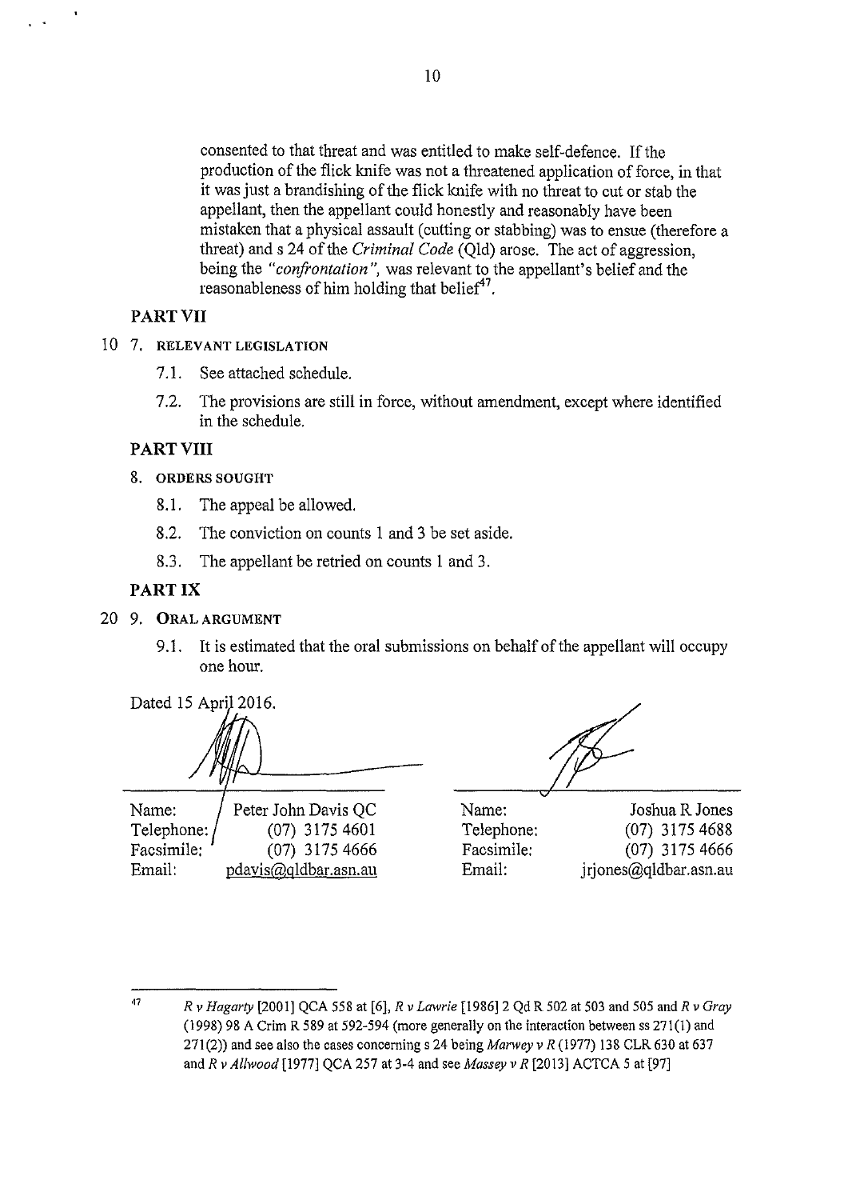consented to that threat and was entitled to make self-defence. If the production of the flick knife was not a threatened application of force, in that it was just a brandishing of the flick knife with no threat to cut or stab the appellant, then the appellant could honestly and reasonably have been mistaken that a physical assault (cutting or stabbing) was to ensue (therefore a threat) and s 24 of the *Criminal Code* (Qld) arose. The act of aggression, being the *"confrontation"*, was relevant to the appellant's belief and the reasonableness of him holding that belief[47].

## PART VII

7. **RELEVANT LEGISLATION**

   7.1. See attached schedule.

   7.2. The provisions are still in force, without amendment, except where identified in the schedule.

## PART VIII

8. **ORDERS SOUGHT**

   8.1. The appeal be allowed.

   8.2. The conviction on counts 1 and 3 be set aside.

   8.3. The appellant be retried on counts 1 and 3.

## PART IX

9. **ORAL ARGUMENT**

   9.1. It is estimated that the oral submissions on behalf of the appellant will occupy one hour.

Dated 15 April 2016.

| | | | |
|---|---|---|---|
| Name: | Peter John Davis QC | Name: | Joshua R Jones |
| Telephone: | (07) 3175 4601 | Telephone: | (07) 3175 4688 |
| Facsimile: | (07) 3175 4666 | Facsimile: | (07) 3175 4666 |
| Email: | pdavis@qldbar.asn.au | Email: | jrjones@qldbar.asn.au |

---

[47] *R v Hagarty* [2001] QCA 558 at [6], *R v Lawrie* [1986] 2 Qd R 502 at 503 and 505 and *R v Gray* (1998) 98 A Crim R 589 at 592-594 (more generally on the interaction between ss 271(1) and 271(2)) and see also the cases concerning s 24 being *Marwey v R* (1977) 138 CLR 630 at 637 and *R v Allwood* [1977] QCA 257 at 3-4 and see *Massey v R* [2013] ACTCA 5 at [97]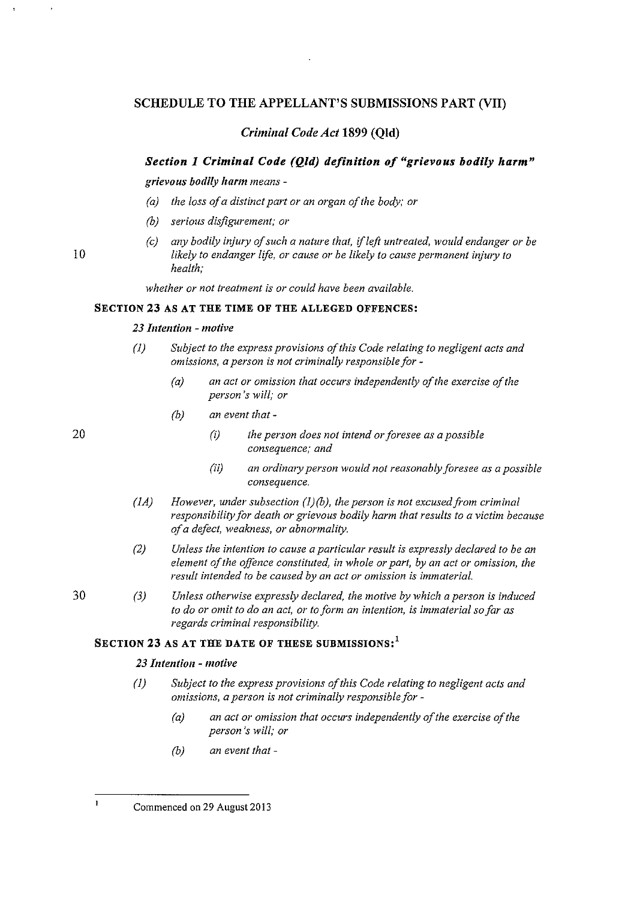## SCHEDULE TO THE APPELLANT'S SUBMISSIONS PART (VII)

### *Criminal Code Act* 1899 (Qld)

#### *Section 1 Criminal Code (Qld) definition of "grievous bodily harm"*

***grievous bodily harm** means -*

*(a) the loss of a distinct part or an organ of the body; or*

*(b) serious disfigurement; or*

*(c) any bodily injury of such a nature that, if left untreated, would endanger or be likely to endanger life, or cause or be likely to cause permanent injury to health;*

*whether or not treatment is or could have been available.*

**SECTION 23 AS AT THE TIME OF THE ALLEGED OFFENCES:**

*23 Intention - motive*

*(1) Subject to the express provisions of this Code relating to negligent acts and omissions, a person is not criminally responsible for -*

*(a) an act or omission that occurs independently of the exercise of the person's will; or*

*(b) an event that -*

*(i) the person does not intend or foresee as a possible consequence; and*

*(ii) an ordinary person would not reasonably foresee as a possible consequence.*

*(1A) However, under subsection (1)(b), the person is not excused from criminal responsibility for death or grievous bodily harm that results to a victim because of a defect, weakness, or abnormality.*

*(2) Unless the intention to cause a particular result is expressly declared to be an element of the offence constituted, in whole or part, by an act or omission, the result intended to be caused by an act or omission is immaterial.*

*(3) Unless otherwise expressly declared, the motive by which a person is induced to do or omit to do an act, or to form an intention, is immaterial so far as regards criminal responsibility.*

**SECTION 23 AS AT THE DATE OF THESE SUBMISSIONS:**[1]

*23 Intention - motive*

*(1) Subject to the express provisions of this Code relating to negligent acts and omissions, a person is not criminally responsible for -*

*(a) an act or omission that occurs independently of the exercise of the person's will; or*

*(b) an event that -*

[1] Commenced on 29 August 2013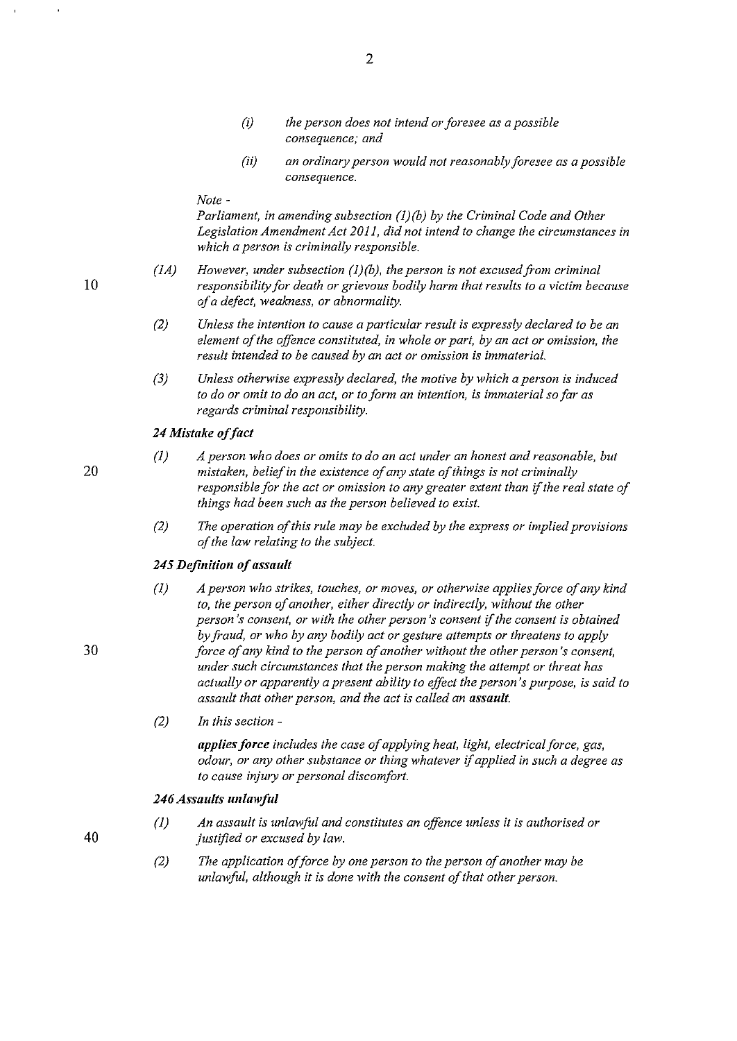*(i) the person does not intend or foresee as a possible consequence; and*

*(ii) an ordinary person would not reasonably foresee as a possible consequence.*

*Note -*

*Parliament, in amending subsection (1)(b) by the Criminal Code and Other Legislation Amendment Act 2011, did not intend to change the circumstances in which a person is criminally responsible.*

*(1A) However, under subsection (1)(b), the person is not excused from criminal responsibility for death or grievous bodily harm that results to a victim because of a defect, weakness, or abnormality.*

*(2) Unless the intention to cause a particular result is expressly declared to be an element of the offence constituted, in whole or part, by an act or omission, the result intended to be caused by an act or omission is immaterial.*

*(3) Unless otherwise expressly declared, the motive by which a person is induced to do or omit to do an act, or to form an intention, is immaterial so far as regards criminal responsibility.*

***24 Mistake of fact***

*(1) A person who does or omits to do an act under an honest and reasonable, but mistaken, belief in the existence of any state of things is not criminally responsible for the act or omission to any greater extent than if the real state of things had been such as the person believed to exist.*

*(2) The operation of this rule may be excluded by the express or implied provisions of the law relating to the subject.*

***245 Definition of assault***

*(1) A person who strikes, touches, or moves, or otherwise applies force of any kind to, the person of another, either directly or indirectly, without the other person's consent, or with the other person's consent if the consent is obtained by fraud, or who by any bodily act or gesture attempts or threatens to apply force of any kind to the person of another without the other person's consent, under such circumstances that the person making the attempt or threat has actually or apparently a present ability to effect the person's purpose, is said to assault that other person, and the act is called an **assault**.*

*(2) In this section -*

***applies force** includes the case of applying heat, light, electrical force, gas, odour, or any other substance or thing whatever if applied in such a degree as to cause injury or personal discomfort.*

***246 Assaults unlawful***

*(1) An assault is unlawful and constitutes an offence unless it is authorised or justified or excused by law.*

*(2) The application of force by one person to the person of another may be unlawful, although it is done with the consent of that other person.*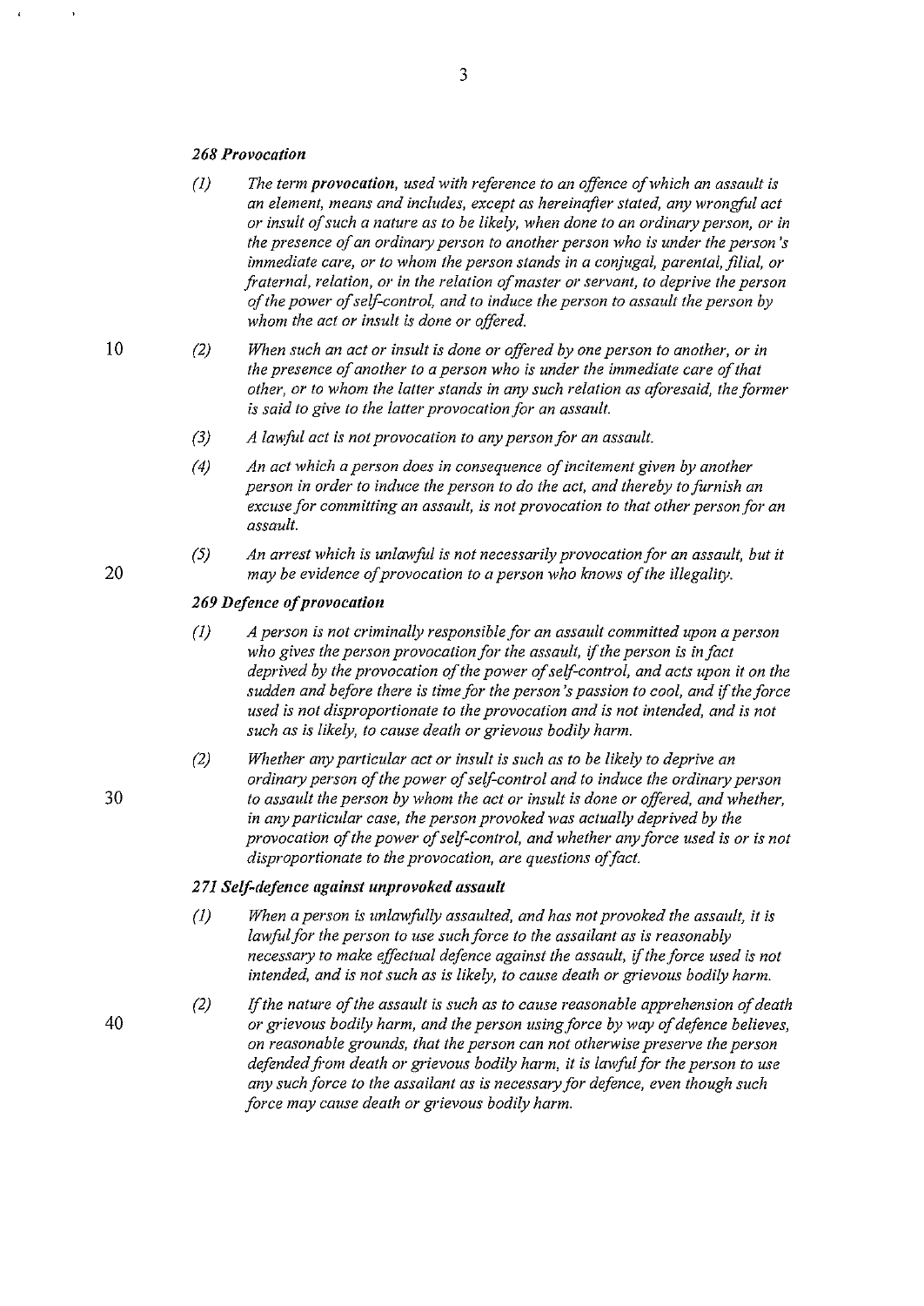### *268 Provocation*

*(1) The term* ***provocation****, used with reference to an offence of which an assault is an element, means and includes, except as hereinafter stated, any wrongful act or insult of such a nature as to be likely, when done to an ordinary person, or in the presence of an ordinary person to another person who is under the person's immediate care, or to whom the person stands in a conjugal, parental, filial, or fraternal, relation, or in the relation of master or servant, to deprive the person of the power of self-control, and to induce the person to assault the person by whom the act or insult is done or offered.*

*(2) When such an act or insult is done or offered by one person to another, or in the presence of another to a person who is under the immediate care of that other, or to whom the latter stands in any such relation as aforesaid, the former is said to give to the latter provocation for an assault.*

*(3) A lawful act is not provocation to any person for an assault.*

*(4) An act which a person does in consequence of incitement given by another person in order to induce the person to do the act, and thereby to furnish an excuse for committing an assault, is not provocation to that other person for an assault.*

*(5) An arrest which is unlawful is not necessarily provocation for an assault, but it may be evidence of provocation to a person who knows of the illegality.*

### *269 Defence of provocation*

*(1) A person is not criminally responsible for an assault committed upon a person who gives the person provocation for the assault, if the person is in fact deprived by the provocation of the power of self-control, and acts upon it on the sudden and before there is time for the person's passion to cool, and if the force used is not disproportionate to the provocation and is not intended, and is not such as is likely, to cause death or grievous bodily harm.*

*(2) Whether any particular act or insult is such as to be likely to deprive an ordinary person of the power of self-control and to induce the ordinary person to assault the person by whom the act or insult is done or offered, and whether, in any particular case, the person provoked was actually deprived by the provocation of the power of self-control, and whether any force used is or is not disproportionate to the provocation, are questions of fact.*

### *271 Self-defence against unprovoked assault*

*(1) When a person is unlawfully assaulted, and has not provoked the assault, it is lawful for the person to use such force to the assailant as is reasonably necessary to make effectual defence against the assault, if the force used is not intended, and is not such as is likely, to cause death or grievous bodily harm.*

*(2) If the nature of the assault is such as to cause reasonable apprehension of death or grievous bodily harm, and the person using force by way of defence believes, on reasonable grounds, that the person can not otherwise preserve the person defended from death or grievous bodily harm, it is lawful for the person to use any such force to the assailant as is necessary for defence, even though such force may cause death or grievous bodily harm.*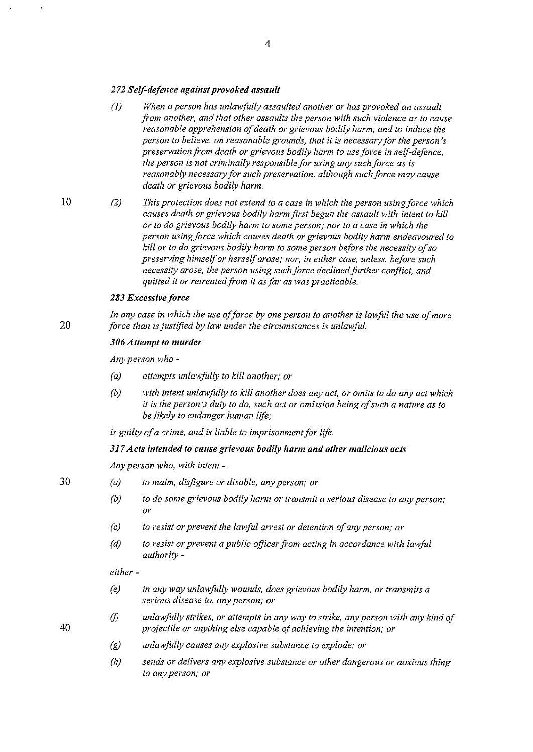***272 Self-defence against provoked assault***

*(1) When a person has unlawfully assaulted another or has provoked an assault from another, and that other assaults the person with such violence as to cause reasonable apprehension of death or grievous bodily harm, and to induce the person to believe, on reasonable grounds, that it is necessary for the person's preservation from death or grievous bodily harm to use force in self-defence, the person is not criminally responsible for using any such force as is reasonably necessary for such preservation, although such force may cause death or grievous bodily harm.*

*(2) This protection does not extend to a case in which the person using force which causes death or grievous bodily harm first begun the assault with intent to kill or to do grievous bodily harm to some person; nor to a case in which the person using force which causes death or grievous bodily harm endeavoured to kill or to do grievous bodily harm to some person before the necessity of so preserving himself or herself arose; nor, in either case, unless, before such necessity arose, the person using such force declined further conflict, and quitted it or retreated from it as far as was practicable.*

***283 Excessive force***

*In any case in which the use of force by one person to another is lawful the use of more force than is justified by law under the circumstances is unlawful.*

***306 Attempt to murder***

*Any person who -*

*(a) attempts unlawfully to kill another; or*

*(b) with intent unlawfully to kill another does any act, or omits to do any act which it is the person's duty to do, such act or omission being of such a nature as to be likely to endanger human life;*

*is guilty of a crime, and is liable to imprisonment for life.*

***317 Acts intended to cause grievous bodily harm and other malicious acts***

*Any person who, with intent -*

*(a) to maim, disfigure or disable, any person; or*

*(b) to do some grievous bodily harm or transmit a serious disease to any person; or*

*(c) to resist or prevent the lawful arrest or detention of any person; or*

*(d) to resist or prevent a public officer from acting in accordance with lawful authority -*

*either -*

*(e) in any way unlawfully wounds, does grievous bodily harm, or transmits a serious disease to, any person; or*

*(f) unlawfully strikes, or attempts in any way to strike, any person with any kind of projectile or anything else capable of achieving the intention; or*

*(g) unlawfully causes any explosive substance to explode; or*

*(h) sends or delivers any explosive substance or other dangerous or noxious thing to any person; or*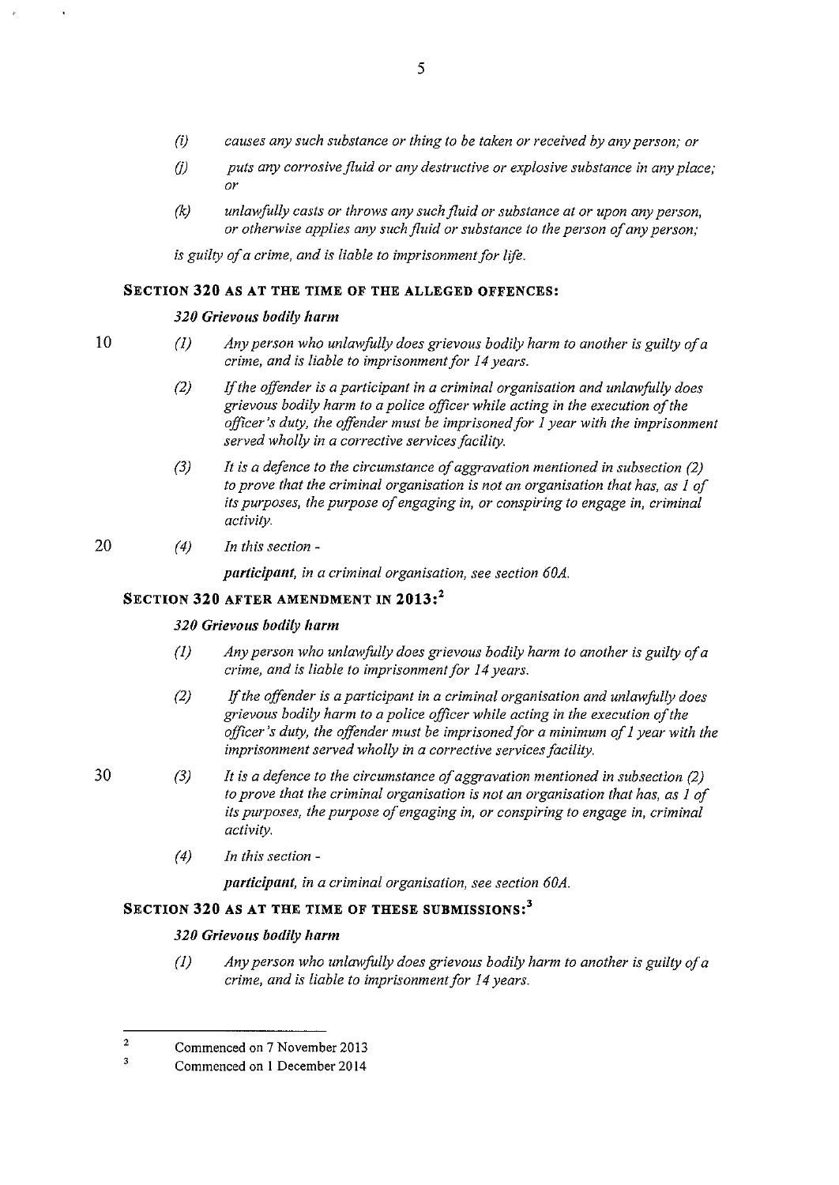- *(i) causes any such substance or thing to be taken or received by any person; or*
- *(j) puts any corrosive fluid or any destructive or explosive substance in any place; or*
- *(k) unlawfully casts or throws any such fluid or substance at or upon any person, or otherwise applies any such fluid or substance to the person of any person;*

*is guilty of a crime, and is liable to imprisonment for life.*

### SECTION 320 AS AT THE TIME OF THE ALLEGED OFFENCES:

***320 Grievous bodily harm***

*(1) Any person who unlawfully does grievous bodily harm to another is guilty of a crime, and is liable to imprisonment for 14 years.*

*(2) If the offender is a participant in a criminal organisation and unlawfully does grievous bodily harm to a police officer while acting in the execution of the officer's duty, the offender must be imprisoned for 1 year with the imprisonment served wholly in a corrective services facility.*

*(3) It is a defence to the circumstance of aggravation mentioned in subsection (2) to prove that the criminal organisation is not an organisation that has, as 1 of its purposes, the purpose of engaging in, or conspiring to engage in, criminal activity.*

*(4) In this section -*

***participant**, in a criminal organisation, see section 60A.*

### SECTION 320 AFTER AMENDMENT IN 2013:[2]

***320 Grievous bodily harm***

*(1) Any person who unlawfully does grievous bodily harm to another is guilty of a crime, and is liable to imprisonment for 14 years.*

*(2) If the offender is a participant in a criminal organisation and unlawfully does grievous bodily harm to a police officer while acting in the execution of the officer's duty, the offender must be imprisoned for a minimum of 1 year with the imprisonment served wholly in a corrective services facility.*

*(3) It is a defence to the circumstance of aggravation mentioned in subsection (2) to prove that the criminal organisation is not an organisation that has, as 1 of its purposes, the purpose of engaging in, or conspiring to engage in, criminal activity.*

*(4) In this section -*

***participant**, in a criminal organisation, see section 60A.*

### SECTION 320 AS AT THE TIME OF THESE SUBMISSIONS:[3]

***320 Grievous bodily harm***

*(1) Any person who unlawfully does grievous bodily harm to another is guilty of a crime, and is liable to imprisonment for 14 years.*

---

[2] Commenced on 7 November 2013

[3] Commenced on 1 December 2014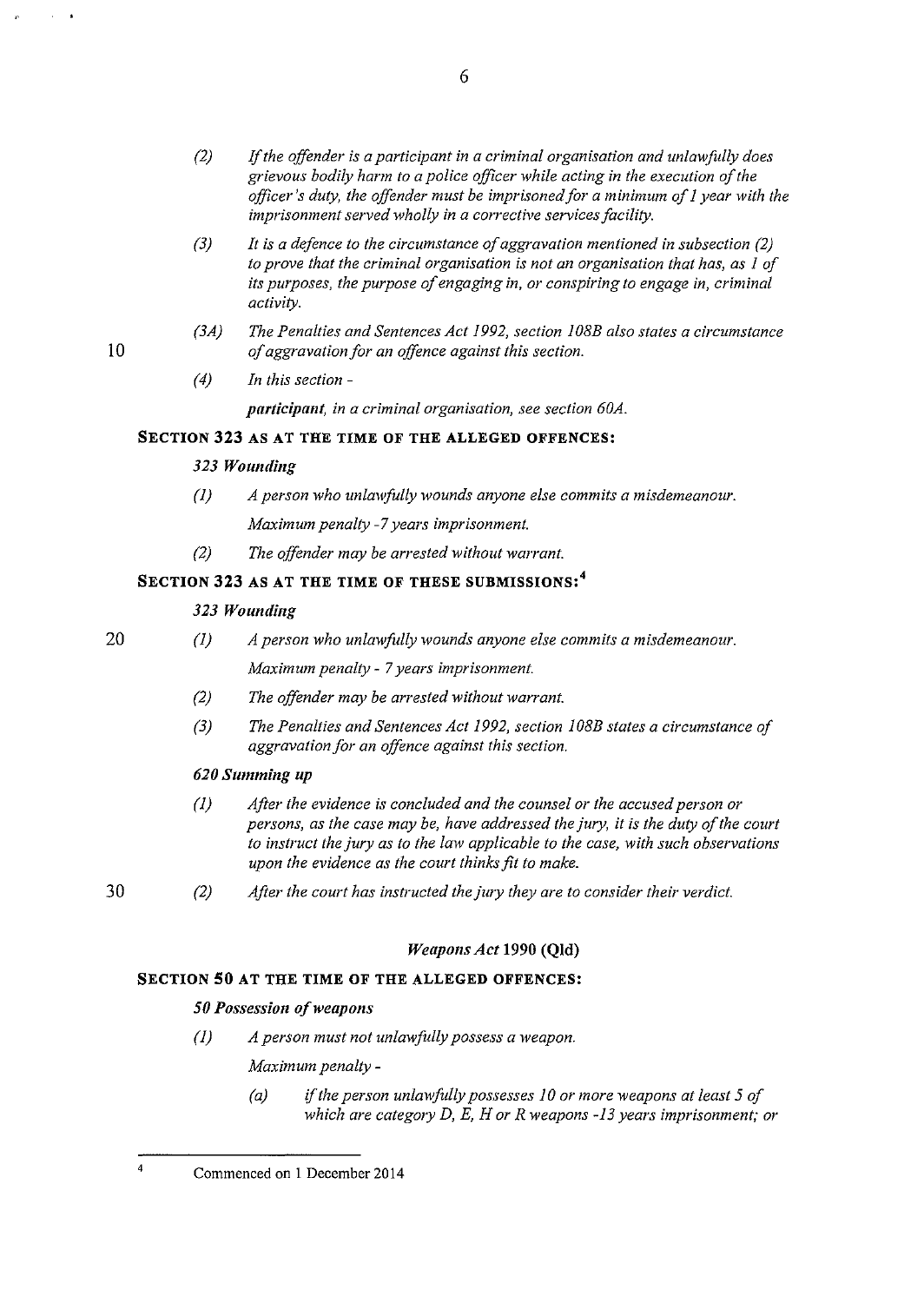(2) *If the offender is a participant in a criminal organisation and unlawfully does grievous bodily harm to a police officer while acting in the execution of the officer's duty, the offender must be imprisoned for a minimum of 1 year with the imprisonment served wholly in a corrective services facility.*

(3) *It is a defence to the circumstance of aggravation mentioned in subsection (2) to prove that the criminal organisation is not an organisation that has, as 1 of its purposes, the purpose of engaging in, or conspiring to engage in, criminal activity.*

(3A) *The Penalties and Sentences Act 1992, section 108B also states a circumstance of aggravation for an offence against this section.*

(4) *In this section -*

***participant**, in a criminal organisation, see section 60A.*

**SECTION 323 AS AT THE TIME OF THE ALLEGED OFFENCES:**

***323 Wounding***

(1) *A person who unlawfully wounds anyone else commits a misdemeanour.*

*Maximum penalty -7 years imprisonment.*

(2) *The offender may be arrested without warrant.*

**SECTION 323 AS AT THE TIME OF THESE SUBMISSIONS:**[4]

***323 Wounding***

(1) *A person who unlawfully wounds anyone else commits a misdemeanour.*

*Maximum penalty - 7 years imprisonment.*

(2) *The offender may be arrested without warrant.*

(3) *The Penalties and Sentences Act 1992, section 108B states a circumstance of aggravation for an offence against this section.*

***620 Summing up***

(1) *After the evidence is concluded and the counsel or the accused person or persons, as the case may be, have addressed the jury, it is the duty of the court to instruct the jury as to the law applicable to the case, with such observations upon the evidence as the court thinks fit to make.*

(2) *After the court has instructed the jury they are to consider their verdict.*

*Weapons Act* **1990 (Qld)**

**SECTION 50 AT THE TIME OF THE ALLEGED OFFENCES:**

***50 Possession of weapons***

(1) *A person must not unlawfully possess a weapon.*

*Maximum penalty -*

(a) *if the person unlawfully possesses 10 or more weapons at least 5 of which are category D, E, H or R weapons -13 years imprisonment; or*

---

[4] Commenced on 1 December 2014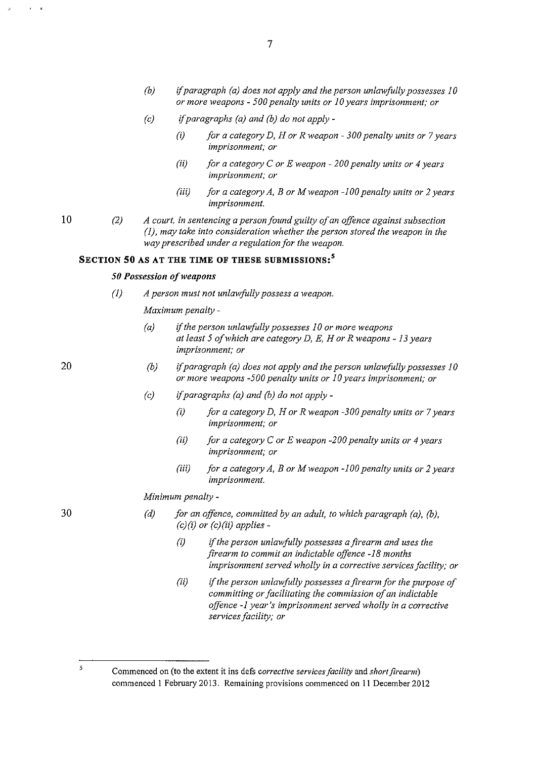*(b)* *if paragraph (a) does not apply and the person unlawfully possesses 10 or more weapons - 500 penalty units or 10 years imprisonment; or*

*(c)* *if paragraphs (a) and (b) do not apply -*

*(i)* *for a category D, H or R weapon - 300 penalty units or 7 years imprisonment; or*

*(ii)* *for a category C or E weapon - 200 penalty units or 4 years imprisonment; or*

*(iii)* *for a category A, B or M weapon -100 penalty units or 2 years imprisonment.*

*(2)* *A court, in sentencing a person found guilty of an offence against subsection (1), may take into consideration whether the person stored the weapon in the way prescribed under a regulation for the weapon.*

**SECTION 50 AS AT THE TIME OF THESE SUBMISSIONS:**[5]

***50 Possession of weapons***

*(1)* *A person must not unlawfully possess a weapon.*

*Maximum penalty -*

*(a)* *if the person unlawfully possesses 10 or more weapons at least 5 of which are category D, E, H or R weapons - 13 years imprisonment; or*

*(b)* *if paragraph (a) does not apply and the person unlawfully possesses 10 or more weapons -500 penalty units or 10 years imprisonment; or*

*(c)* *if paragraphs (a) and (b) do not apply -*

*(i)* *for a category D, H or R weapon -300 penalty units or 7 years imprisonment; or*

*(ii)* *for a category C or E weapon -200 penalty units or 4 years imprisonment; or*

*(iii)* *for a category A, B or M weapon -100 penalty units or 2 years imprisonment.*

*Minimum penalty -*

*(d)* *for an offence, committed by an adult, to which paragraph (a), (b), (c)(i) or (c)(ii) applies -*

*(i)* *if the person unlawfully possesses a firearm and uses the firearm to commit an indictable offence -18 months imprisonment served wholly in a corrective services facility; or*

*(ii)* *if the person unlawfully possesses a firearm for the purpose of committing or facilitating the commission of an indictable offence -1 year's imprisonment served wholly in a corrective services facility; or*

---

[5] Commenced on (to the extent it ins defs *corrective services facility* and *short firearm*) commenced 1 February 2013. Remaining provisions commenced on 11 December 2012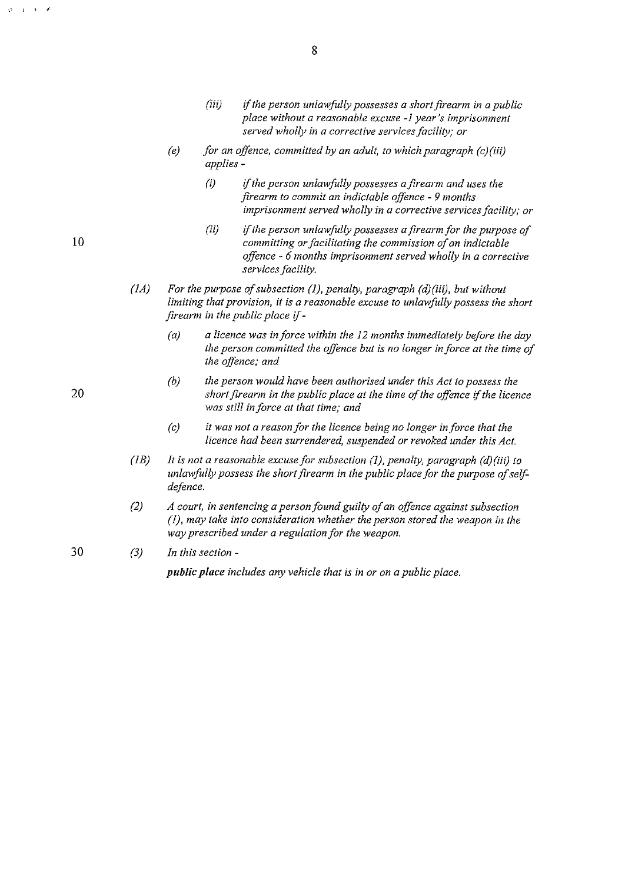(iii) *if the person unlawfully possesses a short firearm in a public place without a reasonable excuse -1 year's imprisonment served wholly in a corrective services facility; or*

(e) *for an offence, committed by an adult, to which paragraph (c)(iii) applies -*

(i) *if the person unlawfully possesses a firearm and uses the firearm to commit an indictable offence - 9 months imprisonment served wholly in a corrective services facility; or*

(ii) *if the person unlawfully possesses a firearm for the purpose of committing or facilitating the commission of an indictable offence - 6 months imprisonment served wholly in a corrective services facility.*

(1A) *For the purpose of subsection (1), penalty, paragraph (d)(iii), but without limiting that provision, it is a reasonable excuse to unlawfully possess the short firearm in the public place if -*

(a) *a licence was in force within the 12 months immediately before the day the person committed the offence but is no longer in force at the time of the offence; and*

(b) *the person would have been authorised under this Act to possess the short firearm in the public place at the time of the offence if the licence was still in force at that time; and*

(c) *it was not a reason for the licence being no longer in force that the licence had been surrendered, suspended or revoked under this Act.*

(1B) *It is not a reasonable excuse for subsection (1), penalty, paragraph (d)(iii) to unlawfully possess the short firearm in the public place for the purpose of self-defence.*

(2) *A court, in sentencing a person found guilty of an offence against subsection (1), may take into consideration whether the person stored the weapon in the way prescribed under a regulation for the weapon.*

(3) *In this section -*

***public place*** *includes any vehicle that is in or on a public place.*